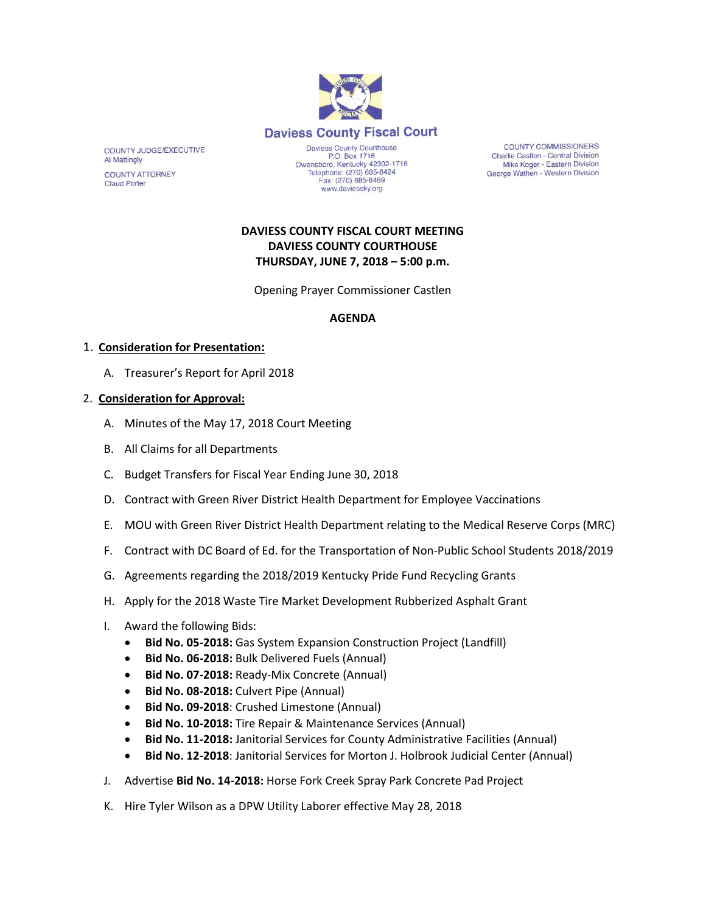Daviess County Fiscal Court

COUNTY JUDGE/EXECUTIVE
Al Mattingly

COUNTY ATTORNEY
Claud Porter

Daviess County Courthouse
P.O. Box 1716
Owensboro, Kentucky 42302-1716
Telephone: (270) 685-8424
Fax: (270) 685-8469
www.daviessky.org

COUNTY COMMISSIONERS
Charlie Castlen - Central Division
Mike Koger - Eastern Division
George Wathen - Western Division

**DAVIESS COUNTY FISCAL COURT MEETING**
**DAVIESS COUNTY COURTHOUSE**
**THURSDAY, JUNE 7, 2018 – 5:00 p.m.**

Opening Prayer Commissioner Castlen

**AGENDA**

1. **Consideration for Presentation:**

   A. Treasurer's Report for April 2018

2. **Consideration for Approval:**

   A. Minutes of the May 17, 2018 Court Meeting

   B. All Claims for all Departments

   C. Budget Transfers for Fiscal Year Ending June 30, 2018

   D. Contract with Green River District Health Department for Employee Vaccinations

   E. MOU with Green River District Health Department relating to the Medical Reserve Corps (MRC)

   F. Contract with DC Board of Ed. for the Transportation of Non-Public School Students 2018/2019

   G. Agreements regarding the 2018/2019 Kentucky Pride Fund Recycling Grants

   H. Apply for the 2018 Waste Tire Market Development Rubberized Asphalt Grant

   I. Award the following Bids:
      - **Bid No. 05-2018:** Gas System Expansion Construction Project (Landfill)
      - **Bid No. 06-2018:** Bulk Delivered Fuels (Annual)
      - **Bid No. 07-2018:** Ready-Mix Concrete (Annual)
      - **Bid No. 08-2018:** Culvert Pipe (Annual)
      - **Bid No. 09-2018**: Crushed Limestone (Annual)
      - **Bid No. 10-2018:** Tire Repair & Maintenance Services (Annual)
      - **Bid No. 11-2018:** Janitorial Services for County Administrative Facilities (Annual)
      - **Bid No. 12-2018**: Janitorial Services for Morton J. Holbrook Judicial Center (Annual)

   J. Advertise **Bid No. 14-2018:** Horse Fork Creek Spray Park Concrete Pad Project

   K. Hire Tyler Wilson as a DPW Utility Laborer effective May 28, 2018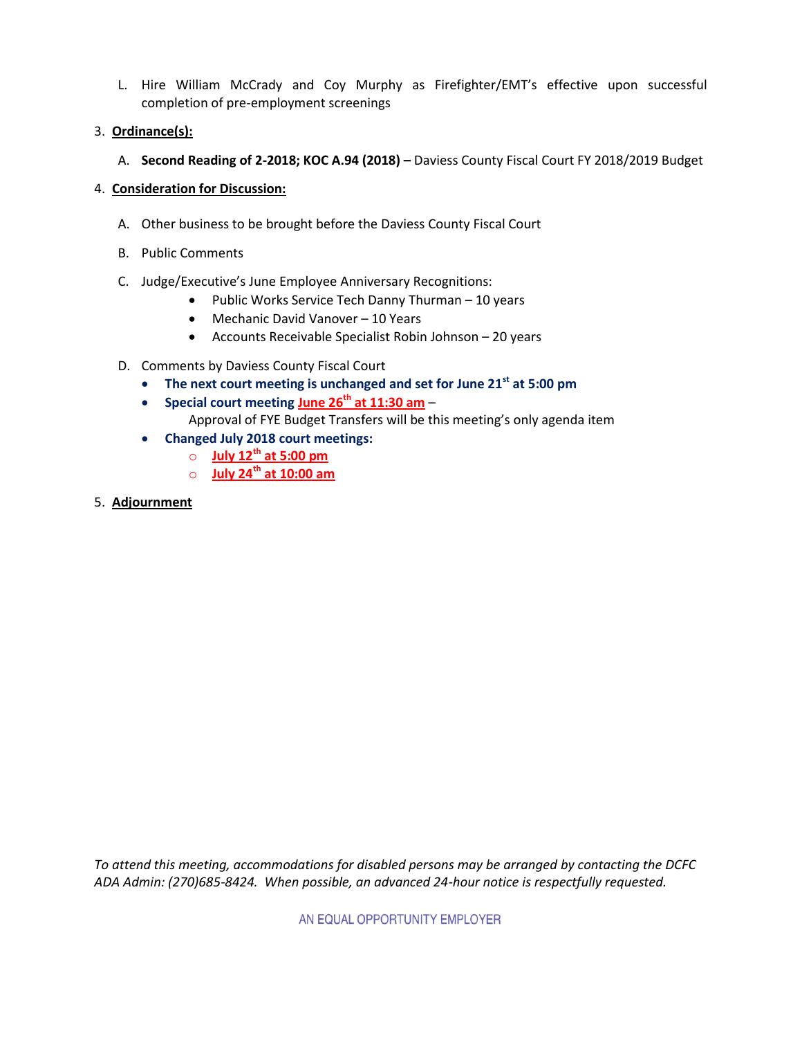L. Hire William McCrady and Coy Murphy as Firefighter/EMT's effective upon successful completion of pre-employment screenings

3. **Ordinance(s):**

   A. **Second Reading of 2-2018; KOC A.94 (2018) –** Daviess County Fiscal Court FY 2018/2019 Budget

4. **Consideration for Discussion:**

   A. Other business to be brought before the Daviess County Fiscal Court

   B. Public Comments

   C. Judge/Executive's June Employee Anniversary Recognitions:
      - Public Works Service Tech Danny Thurman – 10 years
      - Mechanic David Vanover – 10 Years
      - Accounts Receivable Specialist Robin Johnson – 20 years

   D. Comments by Daviess County Fiscal Court
      - **The next court meeting is unchanged and set for June 21st at 5:00 pm**
      - **Special court meeting June 26th at 11:30 am** – Approval of FYE Budget Transfers will be this meeting's only agenda item
      - **Changed July 2018 court meetings:**
        - **July 12th at 5:00 pm**
        - **July 24th at 10:00 am**

5. **Adjournment**

*To attend this meeting, accommodations for disabled persons may be arranged by contacting the DCFC ADA Admin: (270)685-8424. When possible, an advanced 24-hour notice is respectfully requested.*

AN EQUAL OPPORTUNITY EMPLOYER